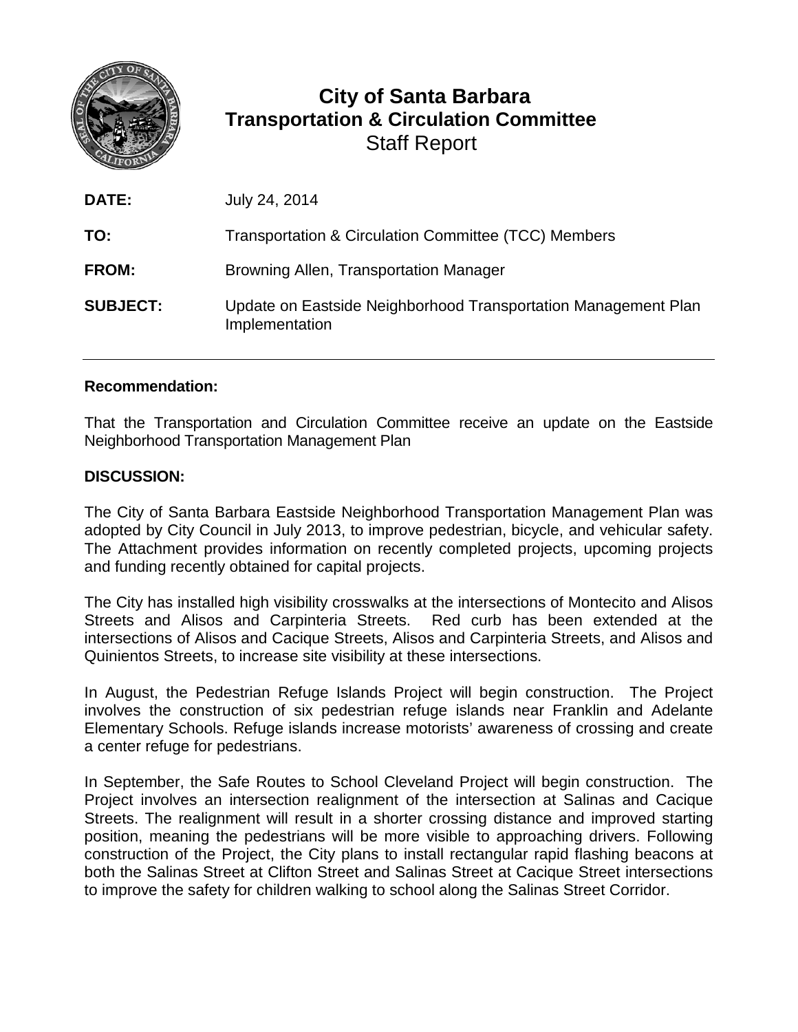# City of Santa Barbara
## Transportation & Circulation Committee
Staff Report

| | |
|---|---|
| **DATE:** | July 24, 2014 |
| **TO:** | Transportation & Circulation Committee (TCC) Members |
| **FROM:** | Browning Allen, Transportation Manager |
| **SUBJECT:** | Update on Eastside Neighborhood Transportation Management Plan Implementation |

---

**Recommendation:**

That the Transportation and Circulation Committee receive an update on the Eastside Neighborhood Transportation Management Plan

**DISCUSSION:**

The City of Santa Barbara Eastside Neighborhood Transportation Management Plan was adopted by City Council in July 2013, to improve pedestrian, bicycle, and vehicular safety. The Attachment provides information on recently completed projects, upcoming projects and funding recently obtained for capital projects.

The City has installed high visibility crosswalks at the intersections of Montecito and Alisos Streets and Alisos and Carpinteria Streets. Red curb has been extended at the intersections of Alisos and Cacique Streets, Alisos and Carpinteria Streets, and Alisos and Quinientos Streets, to increase site visibility at these intersections.

In August, the Pedestrian Refuge Islands Project will begin construction. The Project involves the construction of six pedestrian refuge islands near Franklin and Adelante Elementary Schools. Refuge islands increase motorists' awareness of crossing and create a center refuge for pedestrians.

In September, the Safe Routes to School Cleveland Project will begin construction. The Project involves an intersection realignment of the intersection at Salinas and Cacique Streets. The realignment will result in a shorter crossing distance and improved starting position, meaning the pedestrians will be more visible to approaching drivers. Following construction of the Project, the City plans to install rectangular rapid flashing beacons at both the Salinas Street at Clifton Street and Salinas Street at Cacique Street intersections to improve the safety for children walking to school along the Salinas Street Corridor.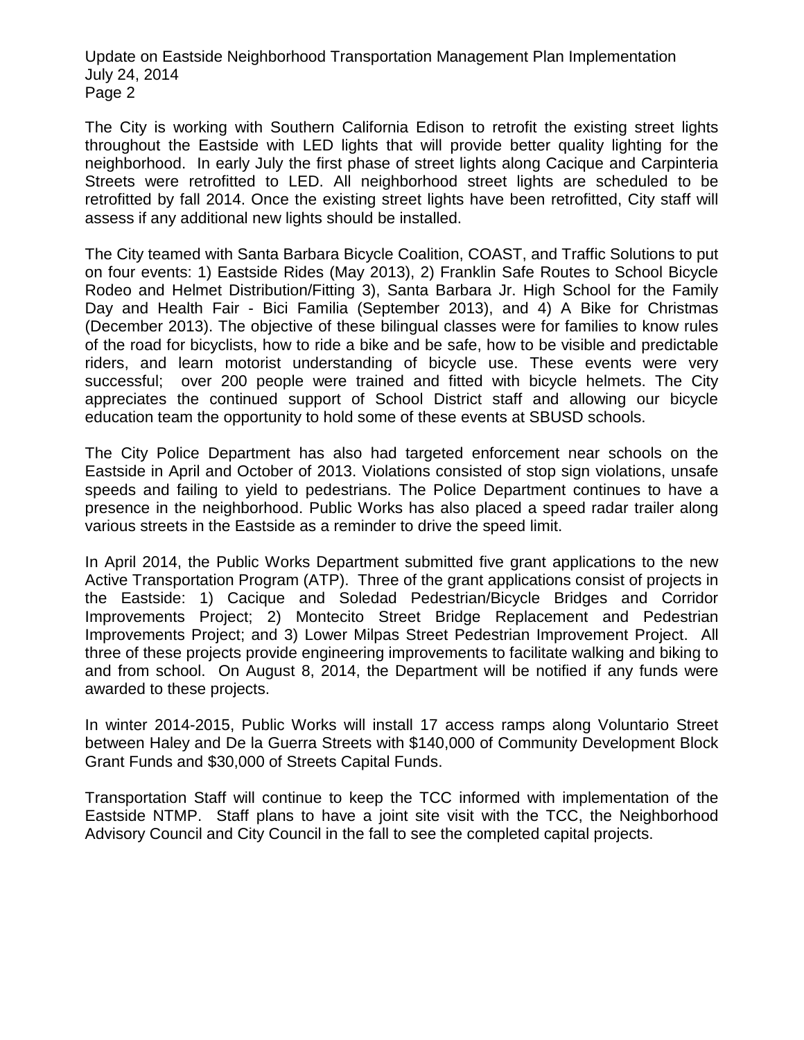The City is working with Southern California Edison to retrofit the existing street lights throughout the Eastside with LED lights that will provide better quality lighting for the neighborhood. In early July the first phase of street lights along Cacique and Carpinteria Streets were retrofitted to LED. All neighborhood street lights are scheduled to be retrofitted by fall 2014. Once the existing street lights have been retrofitted, City staff will assess if any additional new lights should be installed.

The City teamed with Santa Barbara Bicycle Coalition, COAST, and Traffic Solutions to put on four events: 1) Eastside Rides (May 2013), 2) Franklin Safe Routes to School Bicycle Rodeo and Helmet Distribution/Fitting 3), Santa Barbara Jr. High School for the Family Day and Health Fair - Bici Familia (September 2013), and 4) A Bike for Christmas (December 2013). The objective of these bilingual classes were for families to know rules of the road for bicyclists, how to ride a bike and be safe, how to be visible and predictable riders, and learn motorist understanding of bicycle use. These events were very successful; over 200 people were trained and fitted with bicycle helmets. The City appreciates the continued support of School District staff and allowing our bicycle education team the opportunity to hold some of these events at SBUSD schools.

The City Police Department has also had targeted enforcement near schools on the Eastside in April and October of 2013. Violations consisted of stop sign violations, unsafe speeds and failing to yield to pedestrians. The Police Department continues to have a presence in the neighborhood. Public Works has also placed a speed radar trailer along various streets in the Eastside as a reminder to drive the speed limit.

In April 2014, the Public Works Department submitted five grant applications to the new Active Transportation Program (ATP). Three of the grant applications consist of projects in the Eastside: 1) Cacique and Soledad Pedestrian/Bicycle Bridges and Corridor Improvements Project; 2) Montecito Street Bridge Replacement and Pedestrian Improvements Project; and 3) Lower Milpas Street Pedestrian Improvement Project. All three of these projects provide engineering improvements to facilitate walking and biking to and from school. On August 8, 2014, the Department will be notified if any funds were awarded to these projects.

In winter 2014-2015, Public Works will install 17 access ramps along Voluntario Street between Haley and De la Guerra Streets with $140,000 of Community Development Block Grant Funds and $30,000 of Streets Capital Funds.

Transportation Staff will continue to keep the TCC informed with implementation of the Eastside NTMP. Staff plans to have a joint site visit with the TCC, the Neighborhood Advisory Council and City Council in the fall to see the completed capital projects.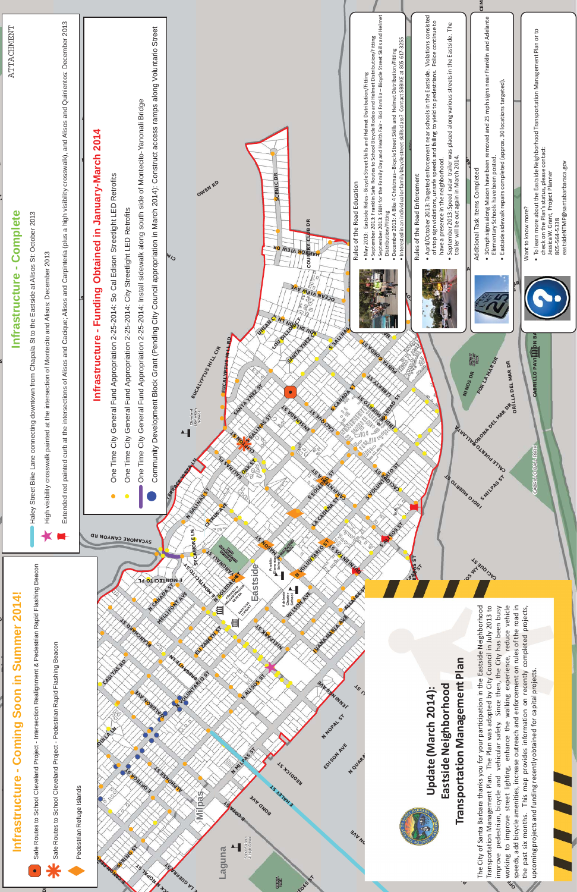ATTACHMENT

## Infrastructure - Complete

- Haley Street Bike Lane connecting downtown from Chapala St to the Eastside at Alisos St: October 2013
- High visibility crosswalk painted at the intersection of Montecito and Alisos: December 2013
- Extended red painted curb at the intersections of Alisos and Cacique; Alisos and Carpinteria (plus a high visibility crosswalk), and Alisos and Quinientos: December 2013

## Infrastructure - Funding Obtained in January-March 2014

- One Time City General Fund Appropriation 2-25-2014: So Cal Edison Streetlight LED Retrofits
- One Time City General Fund Appropriation 2-25-2014: City Streetlight LED Retrofits
- One Time City General Fund Appropriation 2-25-2014: Install sidewalk along south side of Montecito-Yanonali Bridge
- Community Development Block Grant (Pending City Council appropriation in March 2014): Construct access ramps along Voluntario Street

## Infrastructure - Coming Soon in Summer 2014!

- Safe Routes to School Cleveland Project - Intersection Realignment & Pedestrian Rapid Flashing Beacon
- Safe Routes to School Cleveland Project - Pedestrian Rapid Flashing Beacon
- Pedestrian Refuge Islands

## Update (March 2014): Eastside Neighborhood Transportation Management Plan

The City of Santa Barbara thanks you for your participation in the Eastside Neighborhood Transportation Management Plan. The Plan was adopted by City Council in July 2013 to improve pedestrian, bicycle and vehicular safety. Since then, the City has been busy working to improve street lighting, enhance the walking experience, reduce vehicle speeds, add bicycle amenities, increase outreach and enforcement on rules of the road in the past six months. This map provides information on recently completed projects, upcoming projects and funding recently obtained for capital projects.

### Rules of the Road Education

- May 2013: Eastside Rides - Bicycle Street Skills and Helmet Distribution/Fitting
- September 2013: Franklin Safe Routes to School Bicycle Rodeo and Helmet Distribution/Fitting
- September 2013: SBBIKE for the Family Day and Health Fair - Bici Familia – Bicycle Street Skills and Helmet Distribution/Fitting
- December 2013: A Bike 4 Christmas – Bicycle Street Skills and Helmet Distribution/Fitting
- Interested in an individual or family bicycle street skills class? Contact SBBIKE at 805 617 3255

### Rules of the Road Enforcement

- April/October 2013: Targeted enforcement near schools in the Eastside. Violations consisted of stop sign violations, unsafe speeds and failing to yield to pedestrians. Police continue to have a presence in the neighborhood.
- September 2013: Speed radar trailer was placed along various streets in the Eastside. The trailer will be out again in March 2014.

### Additional Task Items Completed

- 30 mph signs along Mason have been removed and 25 mph signs near Franklin and Adelante Elementary Schools have been posted.
- Eastside sidewalk repairs completed (approx. 30 locations targeted).

### Want to know more?

- To learn more about the Eastside Neighborhood Transportation Management Plan or to check on the Plan's status, please contact:
  Jessica W. Grant, Project Planner
  805-564-5338
  eastsideNTMP@santabarbaraca.gov